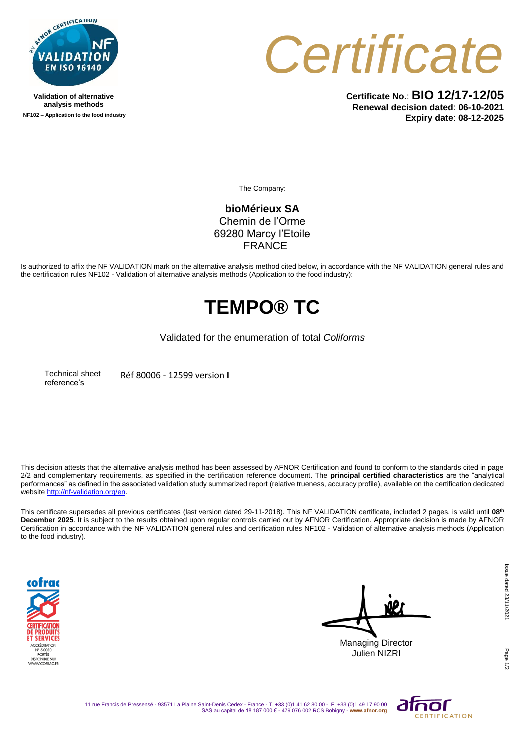Validation of alternative analysis methods
NF102 – Application to the food industry

# Certificate

**Certificate No.**: **BIO 12/17-12/05**
**Renewal decision dated**: **06-10-2021**
**Expiry date**: **08-12-2025**

The Company:

**bioMérieux SA**
Chemin de l'Orme
69280 Marcy l'Etoile
FRANCE

Is authorized to affix the NF VALIDATION mark on the alternative analysis method cited below, in accordance with the NF VALIDATION general rules and the certification rules NF102 - Validation of alternative analysis methods (Application to the food industry):

# TEMPO® TC

Validated for the enumeration of total *Coliforms*

| Technical sheet reference's | Réf 80006 - 12599 version **I** |
|---|---|

This decision attests that the alternative analysis method has been assessed by AFNOR Certification and found to conform to the standards cited in page 2/2 and complementary requirements, as specified in the certification reference document. The **principal certified characteristics** are the "analytical performances" as defined in the associated validation study summarized report (relative trueness, accuracy profile), available on the certification dedicated website http://nf-validation.org/en.

This certificate supersedes all previous certificates (last version dated 29-11-2018). This NF VALIDATION certificate, included 2 pages, is valid until **08th December 2025**. It is subject to the results obtained upon regular controls carried out by AFNOR Certification. Appropriate decision is made by AFNOR Certification in accordance with the NF VALIDATION general rules and certification rules NF102 - Validation of alternative analysis methods (Application to the food industry).

cofrac CERTIFICATION DE PRODUITS ET SERVICES
ACCRÉDITATION N° 5-0030 PORTÉE DISPONIBLE SUR WWW.COFRAC.FR

Managing Director
Julien NIZRI

Issue dated 23/11/2021

11 rue Francis de Pressensé - 93571 La Plaine Saint-Denis Cedex - France - T. +33 (0)1 41 62 80 00 - F. +33 (0)1 49 17 90 00
SAS au capital de 18 187 000 € - 479 076 002 RCS Bobigny - **www.afnor.org**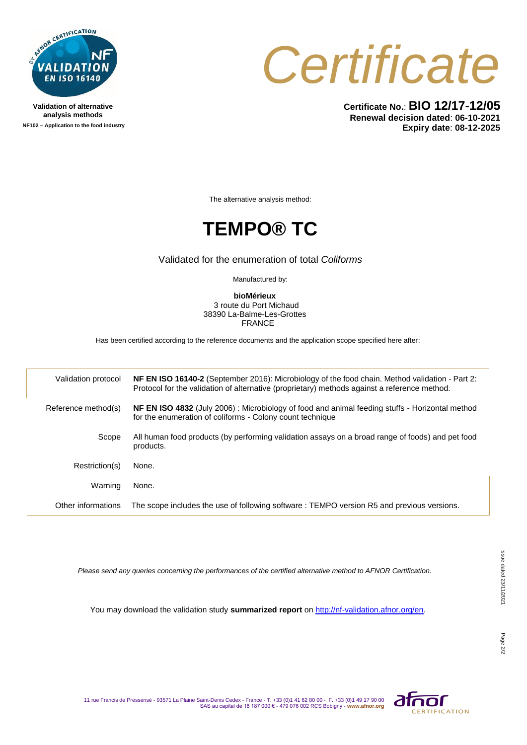Validation of alternative analysis methods

NF102 – Application to the food industry

# Certificate

**Certificate No.**: **BIO 12/17-12/05**
**Renewal decision dated**: **06-10-2021**
**Expiry date**: **08-12-2025**

The alternative analysis method:

# TEMPO® TC

Validated for the enumeration of total *Coliforms*

Manufactured by:

**bioMérieux**
3 route du Port Michaud
38390 La-Balme-Les-Grottes
FRANCE

Has been certified according to the reference documents and the application scope specified here after:

| | |
|---|---|
| Validation protocol | **NF EN ISO 16140-2** (September 2016): Microbiology of the food chain. Method validation - Part 2: Protocol for the validation of alternative (proprietary) methods against a reference method. |
| Reference method(s) | **NF EN ISO 4832** (July 2006) : Microbiology of food and animal feeding stuffs - Horizontal method for the enumeration of coliforms - Colony count technique |
| Scope | All human food products (by performing validation assays on a broad range of foods) and pet food products. |
| Restriction(s) | None. |
| Warning | None. |
| Other informations | The scope includes the use of following software : TEMPO version R5 and previous versions. |

*Please send any queries concerning the performances of the certified alternative method to AFNOR Certification.*

You may download the validation study **summarized report** on http://nf-validation.afnor.org/en.

Issue dated 23/11/2021

11 rue Francis de Pressensé - 93571 La Plaine Saint-Denis Cedex - France - T. +33 (0)1 41 62 80 00 - F. +33 (0)1 49 17 90 00
SAS au capital de 18 187 000 € - 479 076 002 RCS Bobigny - **www.afnor.org**